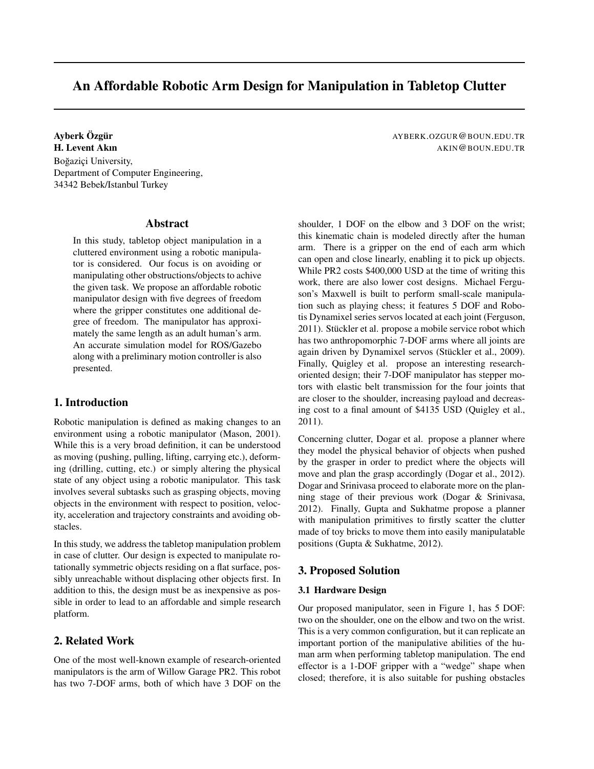# An Affordable Robotic Arm Design for Manipulation in Tabletop Clutter

**Ayberk Özgür** AYBERK.OZGUR@BOUN.EDU.TR
**H. Levent Akın** AKIN@BOUN.EDU.TR
Boğaziçi University,
Department of Computer Engineering,
34342 Bebek/Istanbul Turkey

## Abstract

In this study, tabletop object manipulation in a cluttered environment using a robotic manipulator is considered. Our focus is on avoiding or manipulating other obstructions/objects to achive the given task. We propose an affordable robotic manipulator design with five degrees of freedom where the gripper constitutes one additional degree of freedom. The manipulator has approximately the same length as an adult human's arm. An accurate simulation model for ROS/Gazebo along with a preliminary motion controller is also presented.

## 1. Introduction

Robotic manipulation is defined as making changes to an environment using a robotic manipulator (Mason, 2001). While this is a very broad definition, it can be understood as moving (pushing, pulling, lifting, carrying etc.), deforming (drilling, cutting, etc.) or simply altering the physical state of any object using a robotic manipulator. This task involves several subtasks such as grasping objects, moving objects in the environment with respect to position, velocity, acceleration and trajectory constraints and avoiding obstacles.

In this study, we address the tabletop manipulation problem in case of clutter. Our design is expected to manipulate rotationally symmetric objects residing on a flat surface, possibly unreachable without displacing other objects first. In addition to this, the design must be as inexpensive as possible in order to lead to an affordable and simple research platform.

## 2. Related Work

One of the most well-known example of research-oriented manipulators is the arm of Willow Garage PR2. This robot has two 7-DOF arms, both of which have 3 DOF on the shoulder, 1 DOF on the elbow and 3 DOF on the wrist; this kinematic chain is modeled directly after the human arm. There is a gripper on the end of each arm which can open and close linearly, enabling it to pick up objects. While PR2 costs $400,000 USD at the time of writing this work, there are also lower cost designs. Michael Ferguson's Maxwell is built to perform small-scale manipulation such as playing chess; it features 5 DOF and Robotis Dynamixel series servos located at each joint (Ferguson, 2011). Stückler et al. propose a mobile service robot which has two anthropomorphic 7-DOF arms where all joints are again driven by Dynamixel servos (Stückler et al., 2009). Finally, Quigley et al. propose an interesting research-oriented design; their 7-DOF manipulator has stepper motors with elastic belt transmission for the four joints that are closer to the shoulder, increasing payload and decreasing cost to a final amount of $4135 USD (Quigley et al., 2011).

Concerning clutter, Dogar et al. propose a planner where they model the physical behavior of objects when pushed by the grasper in order to predict where the objects will move and plan the grasp accordingly (Dogar et al., 2012). Dogar and Srinivasa proceed to elaborate more on the planning stage of their previous work (Dogar & Srinivasa, 2012). Finally, Gupta and Sukhatme propose a planner with manipulation primitives to firstly scatter the clutter made of toy bricks to move them into easily manipulatable positions (Gupta & Sukhatme, 2012).

## 3. Proposed Solution

### 3.1 Hardware Design

Our proposed manipulator, seen in Figure 1, has 5 DOF: two on the shoulder, one on the elbow and two on the wrist. This is a very common configuration, but it can replicate an important portion of the manipulative abilities of the human arm when performing tabletop manipulation. The end effector is a 1-DOF gripper with a "wedge" shape when closed; therefore, it is also suitable for pushing obstacles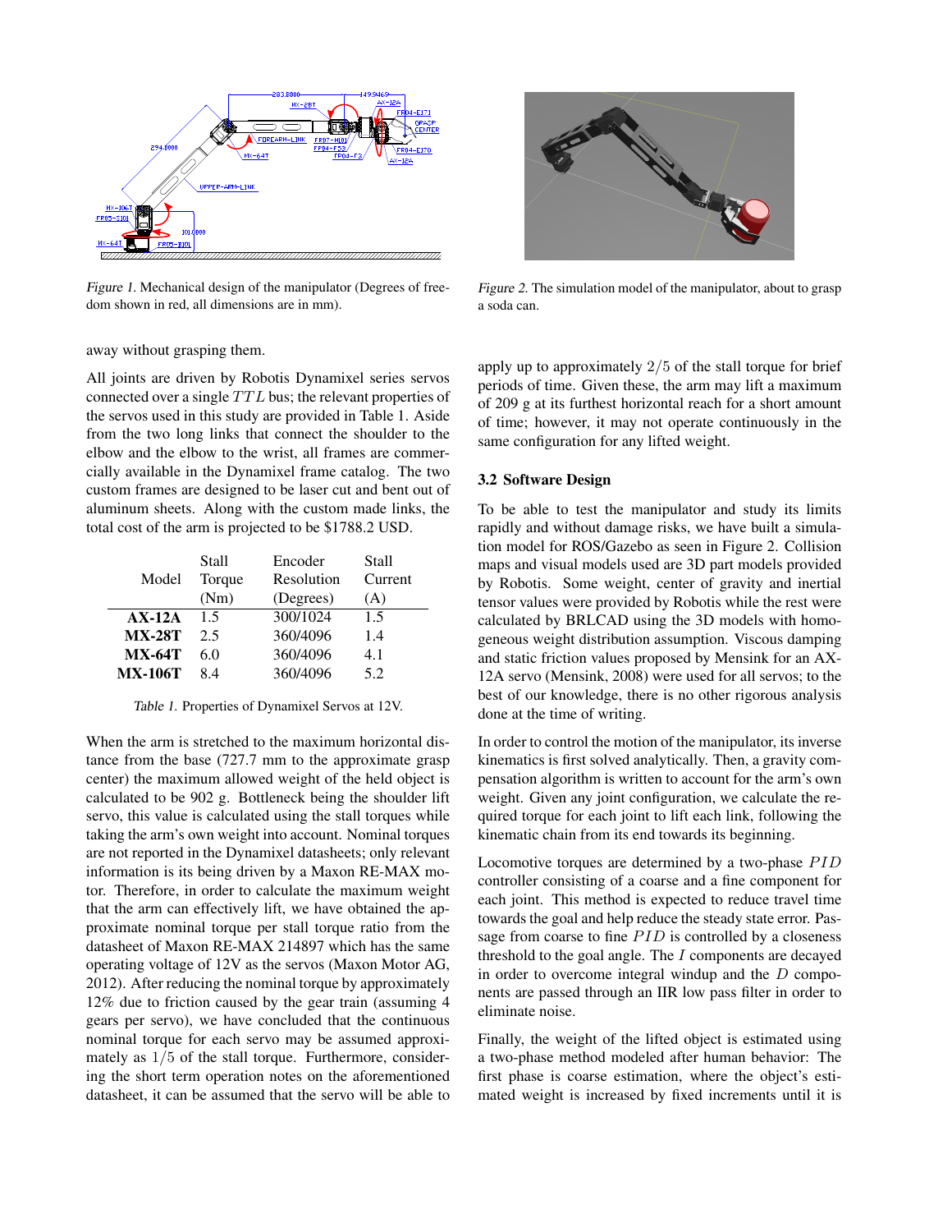Figure 1. Mechanical design of the manipulator (Degrees of freedom shown in red, all dimensions are in mm).

Figure 2. The simulation model of the manipulator, about to grasp a soda can.

away without grasping them.

All joints are driven by Robotis Dynamixel series servos connected over a single $TTL$ bus; the relevant properties of the servos used in this study are provided in Table 1. Aside from the two long links that connect the shoulder to the elbow and the elbow to the wrist, all frames are commercially available in the Dynamixel frame catalog. The two custom frames are designed to be laser cut and bent out of aluminum sheets. Along with the custom made links, the total cost of the arm is projected to be $1788.2 USD.

| Model | Stall Torque (Nm) | Encoder Resolution (Degrees) | Stall Current (A) |
|---|---|---|---|
| **AX-12A** | 1.5 | 300/1024 | 1.5 |
| **MX-28T** | 2.5 | 360/4096 | 1.4 |
| **MX-64T** | 6.0 | 360/4096 | 4.1 |
| **MX-106T** | 8.4 | 360/4096 | 5.2 |

Table 1. Properties of Dynamixel Servos at 12V.

When the arm is stretched to the maximum horizontal distance from the base (727.7 mm to the approximate grasp center) the maximum allowed weight of the held object is calculated to be 902 g. Bottleneck being the shoulder lift servo, this value is calculated using the stall torques while taking the arm's own weight into account. Nominal torques are not reported in the Dynamixel datasheets; only relevant information is its being driven by a Maxon RE-MAX motor. Therefore, in order to calculate the maximum weight that the arm can effectively lift, we have obtained the approximate nominal torque per stall torque ratio from the datasheet of Maxon RE-MAX 214897 which has the same operating voltage of 12V as the servos (Maxon Motor AG, 2012). After reducing the nominal torque by approximately 12% due to friction caused by the gear train (assuming 4 gears per servo), we have concluded that the continuous nominal torque for each servo may be assumed approximately as $1/5$ of the stall torque. Furthermore, considering the short term operation notes on the aforementioned datasheet, it can be assumed that the servo will be able to apply up to approximately $2/5$ of the stall torque for brief periods of time. Given these, the arm may lift a maximum of 209 g at its furthest horizontal reach for a short amount of time; however, it may not operate continuously in the same configuration for any lifted weight.

### 3.2 Software Design

To be able to test the manipulator and study its limits rapidly and without damage risks, we have built a simulation model for ROS/Gazebo as seen in Figure 2. Collision maps and visual models used are 3D part models provided by Robotis. Some weight, center of gravity and inertial tensor values were provided by Robotis while the rest were calculated by BRLCAD using the 3D models with homogeneous weight distribution assumption. Viscous damping and static friction values proposed by Mensink for an AX-12A servo (Mensink, 2008) were used for all servos; to the best of our knowledge, there is no other rigorous analysis done at the time of writing.

In order to control the motion of the manipulator, its inverse kinematics is first solved analytically. Then, a gravity compensation algorithm is written to account for the arm's own weight. Given any joint configuration, we calculate the required torque for each joint to lift each link, following the kinematic chain from its end towards its beginning.

Locomotive torques are determined by a two-phase $PID$ controller consisting of a coarse and a fine component for each joint. This method is expected to reduce travel time towards the goal and help reduce the steady state error. Passage from coarse to fine $PID$ is controlled by a closeness threshold to the goal angle. The $I$ components are decayed in order to overcome integral windup and the $D$ components are passed through an IIR low pass filter in order to eliminate noise.

Finally, the weight of the lifted object is estimated using a two-phase method modeled after human behavior: The first phase is coarse estimation, where the object's estimated weight is increased by fixed increments until it is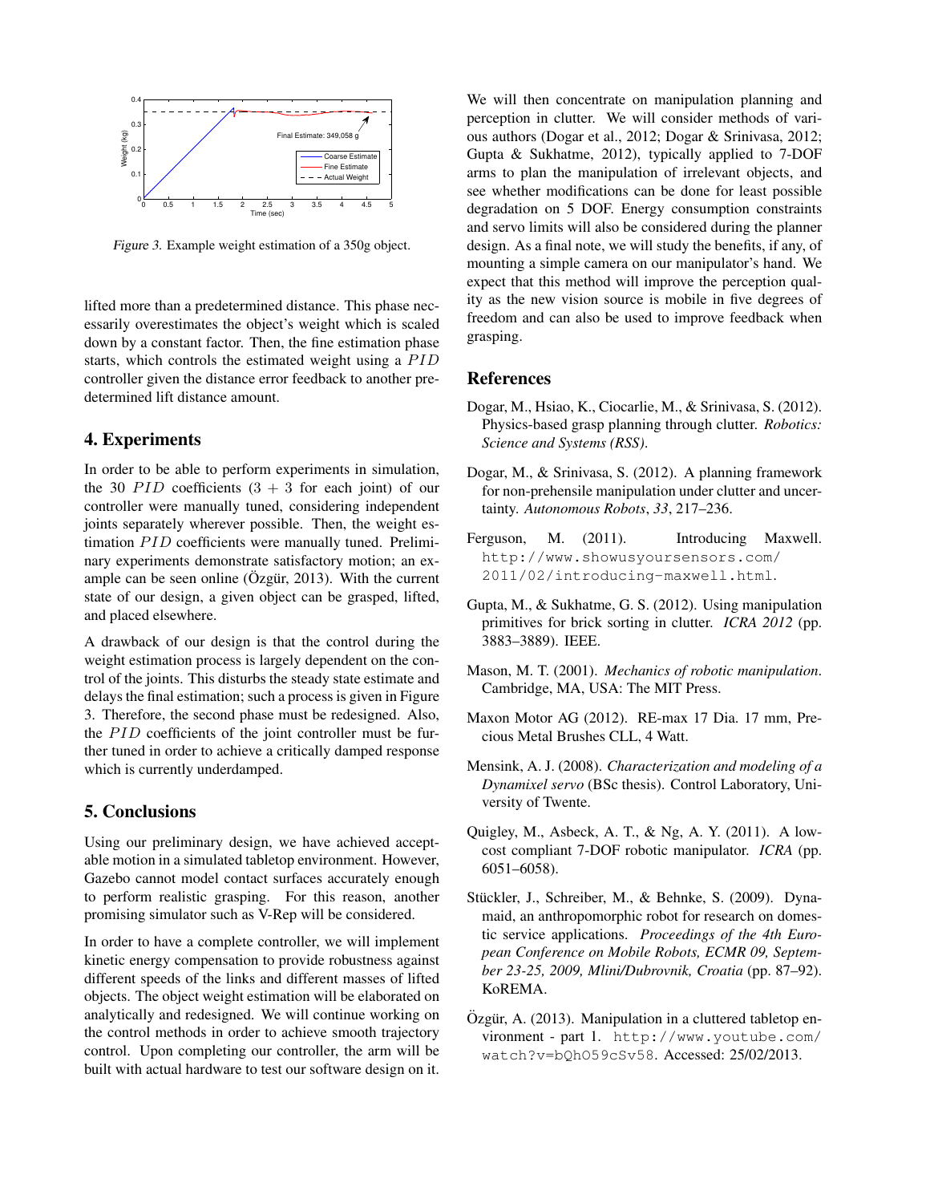0.4
0.3
0.2
0.1
0
Weight (kg)
0 0.5 1 1.5 2 2.5 3 3.5 4 4.5 5
Time (sec)
Final Estimate: 349,058 g
Coarse Estimate
Fine Estimate
Actual Weight

*Figure 3.* Example weight estimation of a 350g object.

lifted more than a predetermined distance. This phase necessarily overestimates the object's weight which is scaled down by a constant factor. Then, the fine estimation phase starts, which controls the estimated weight using a $PID$ controller given the distance error feedback to another predetermined lift distance amount.

## 4. Experiments

In order to be able to perform experiments in simulation, the 30 $PID$ coefficients ($3 + 3$ for each joint) of our controller were manually tuned, considering independent joints separately wherever possible. Then, the weight estimation $PID$ coefficients were manually tuned. Preliminary experiments demonstrate satisfactory motion; an example can be seen online (Özgür, 2013). With the current state of our design, a given object can be grasped, lifted, and placed elsewhere.

A drawback of our design is that the control during the weight estimation process is largely dependent on the control of the joints. This disturbs the steady state estimate and delays the final estimation; such a process is given in Figure 3. Therefore, the second phase must be redesigned. Also, the $PID$ coefficients of the joint controller must be further tuned in order to achieve a critically damped response which is currently underdamped.

## 5. Conclusions

Using our preliminary design, we have achieved acceptable motion in a simulated tabletop environment. However, Gazebo cannot model contact surfaces accurately enough to perform realistic grasping. For this reason, another promising simulator such as V-Rep will be considered.

In order to have a complete controller, we will implement kinetic energy compensation to provide robustness against different speeds of the links and different masses of lifted objects. The object weight estimation will be elaborated on analytically and redesigned. We will continue working on the control methods in order to achieve smooth trajectory control. Upon completing our controller, the arm will be built with actual hardware to test our software design on it.

We will then concentrate on manipulation planning and perception in clutter. We will consider methods of various authors (Dogar et al., 2012; Dogar & Srinivasa, 2012; Gupta & Sukhatme, 2012), typically applied to 7-DOF arms to plan the manipulation of irrelevant objects, and see whether modifications can be done for least possible degradation on 5 DOF. Energy consumption constraints and servo limits will also be considered during the planner design. As a final note, we will study the benefits, if any, of mounting a simple camera on our manipulator's hand. We expect that this method will improve the perception quality as the new vision source is mobile in five degrees of freedom and can also be used to improve feedback when grasping.

## References

Dogar, M., Hsiao, K., Ciocarlie, M., & Srinivasa, S. (2012). Physics-based grasp planning through clutter. *Robotics: Science and Systems (RSS)*.

Dogar, M., & Srinivasa, S. (2012). A planning framework for non-prehensile manipulation under clutter and uncertainty. *Autonomous Robots*, *33*, 217–236.

Ferguson, M. (2011). Introducing Maxwell. `http://www.showusyoursensors.com/2011/02/introducing-maxwell.html`.

Gupta, M., & Sukhatme, G. S. (2012). Using manipulation primitives for brick sorting in clutter. *ICRA 2012* (pp. 3883–3889). IEEE.

Mason, M. T. (2001). *Mechanics of robotic manipulation*. Cambridge, MA, USA: The MIT Press.

Maxon Motor AG (2012). RE-max 17 Dia. 17 mm, Precious Metal Brushes CLL, 4 Watt.

Mensink, A. J. (2008). *Characterization and modeling of a Dynamixel servo* (BSc thesis). Control Laboratory, University of Twente.

Quigley, M., Asbeck, A. T., & Ng, A. Y. (2011). A low-cost compliant 7-DOF robotic manipulator. *ICRA* (pp. 6051–6058).

Stückler, J., Schreiber, M., & Behnke, S. (2009). Dynamaid, an anthropomorphic robot for research on domestic service applications. *Proceedings of the 4th European Conference on Mobile Robots, ECMR 09, September 23-25, 2009, Mlini/Dubrovnik, Croatia* (pp. 87–92). KoREMA.

Özgür, A. (2013). Manipulation in a cluttered tabletop environment - part 1. `http://www.youtube.com/watch?v=bQhO59cSv58`. Accessed: 25/02/2013.